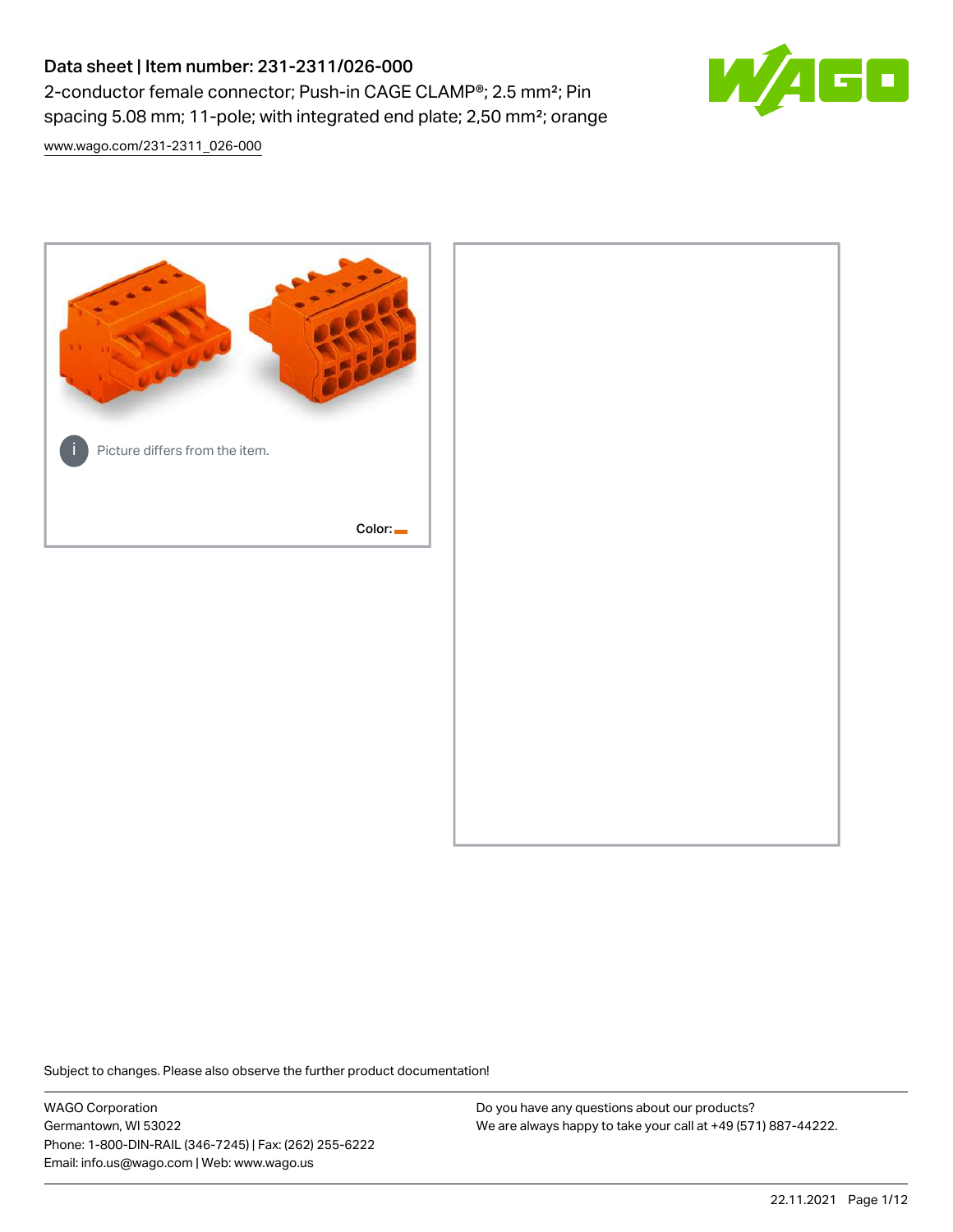# Data sheet | Item number: 231-2311/026-000

2-conductor female connector; Push-in CAGE CLAMP®; 2.5 mm²; Pin spacing 5.08 mm; 11-pole; with integrated end plate; 2,50 mm²; orange

www.wago.com/231-2311_026-000

Picture differs from the item.

Color:

Subject to changes. Please also observe the further product documentation!

WAGO Corporation
Germantown, WI 53022
Phone: 1-800-DIN-RAIL (346-7245) | Fax: (262) 255-6222
Email: info.us@wago.com | Web: www.wago.us

Do you have any questions about our products?
We are always happy to take your call at +49 (571) 887-44222.

22.11.2021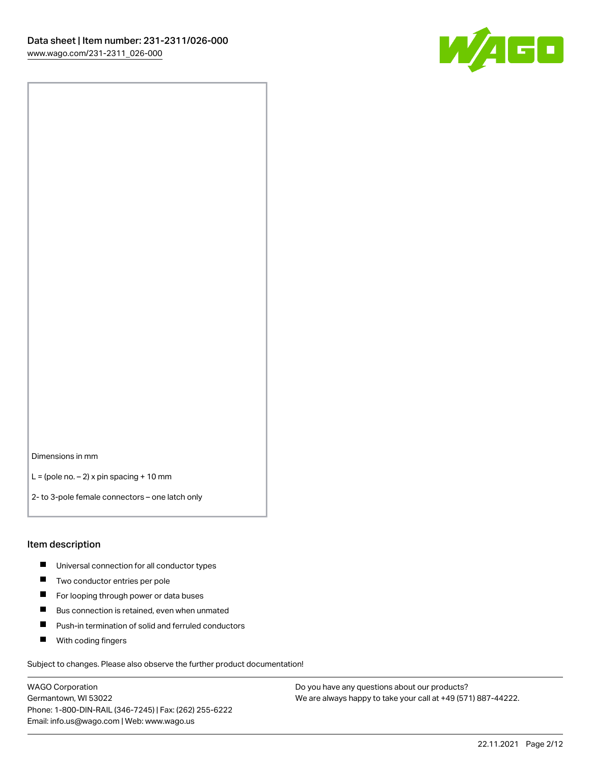Dimensions in mm

L = (pole no. – 2) x pin spacing + 10 mm

2- to 3-pole female connectors – one latch only

## Item description

- Universal connection for all conductor types
- Two conductor entries per pole
- For looping through power or data buses
- Bus connection is retained, even when unmated
- Push-in termination of solid and ferruled conductors
- With coding fingers

Subject to changes. Please also observe the further product documentation!

WAGO Corporation
Germantown, WI 53022
Phone: 1-800-DIN-RAIL (346-7245) | Fax: (262) 255-6222
Email: info.us@wago.com | Web: www.wago.us

Do you have any questions about our products?
We are always happy to take your call at +49 (571) 887-44222.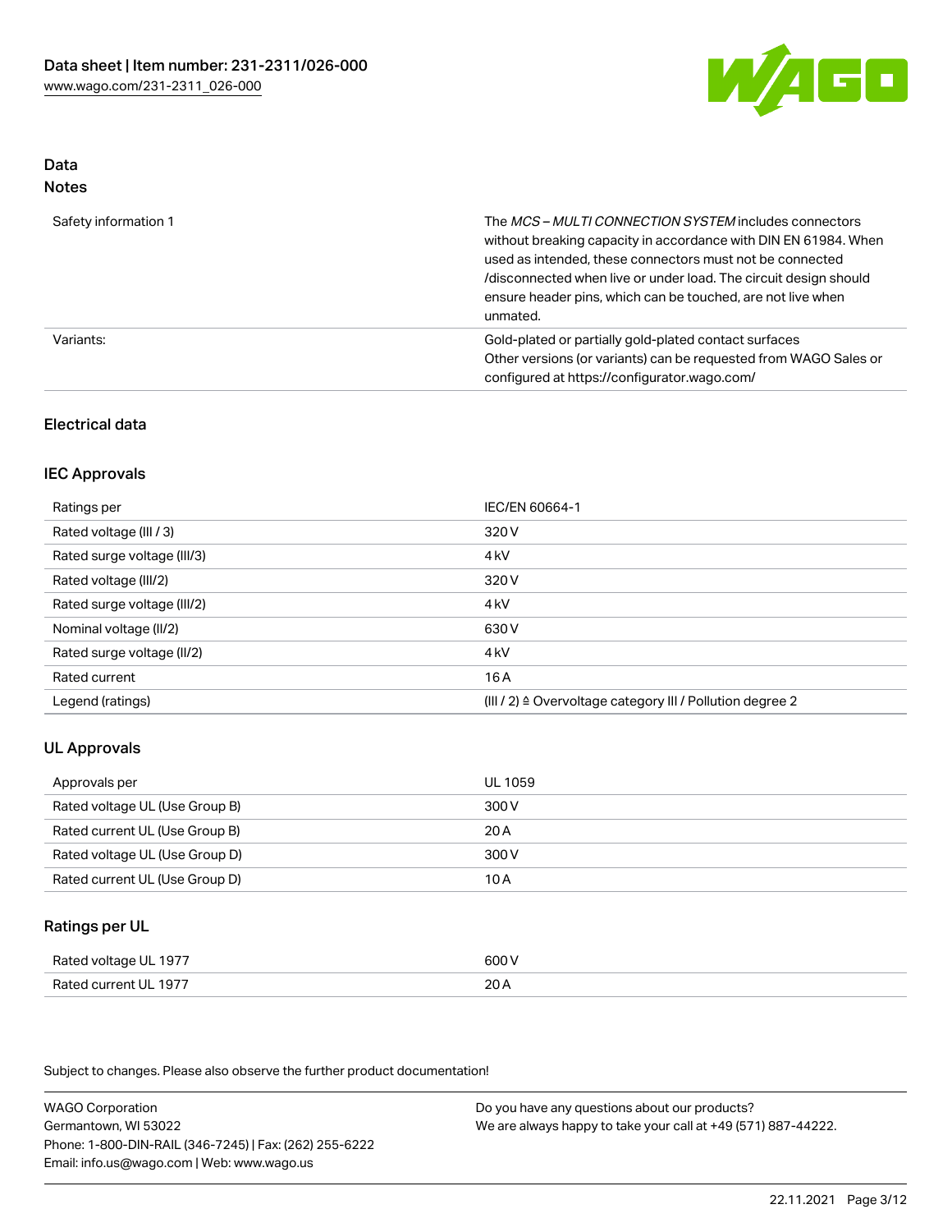## Data
### Notes

| | |
|---|---|
| Safety information 1 | The *MCS – MULTI CONNECTION SYSTEM* includes connectors without breaking capacity in accordance with DIN EN 61984. When used as intended, these connectors must not be connected /disconnected when live or under load. The circuit design should ensure header pins, which can be touched, are not live when unmated. |
| Variants: | Gold-plated or partially gold-plated contact surfaces<br>Other versions (or variants) can be requested from WAGO Sales or configured at https://configurator.wago.com/ |

## Electrical data

### IEC Approvals

| | |
|---|---|
| Ratings per | IEC/EN 60664-1 |
| Rated voltage (III / 3) | 320 V |
| Rated surge voltage (III/3) | 4 kV |
| Rated voltage (III/2) | 320 V |
| Rated surge voltage (III/2) | 4 kV |
| Nominal voltage (II/2) | 630 V |
| Rated surge voltage (II/2) | 4 kV |
| Rated current | 16 A |
| Legend (ratings) | (III / 2) ≙ Overvoltage category III / Pollution degree 2 |

### UL Approvals

| | |
|---|---|
| Approvals per | UL 1059 |
| Rated voltage UL (Use Group B) | 300 V |
| Rated current UL (Use Group B) | 20 A |
| Rated voltage UL (Use Group D) | 300 V |
| Rated current UL (Use Group D) | 10 A |

### Ratings per UL

| | |
|---|---|
| Rated voltage UL 1977 | 600 V |
| Rated current UL 1977 | 20 A |

Subject to changes. Please also observe the further product documentation!

WAGO Corporation
Germantown, WI 53022
Phone: 1-800-DIN-RAIL (346-7245) | Fax: (262) 255-6222
Email: info.us@wago.com | Web: www.wago.us

Do you have any questions about our products?
We are always happy to take your call at +49 (571) 887-44222.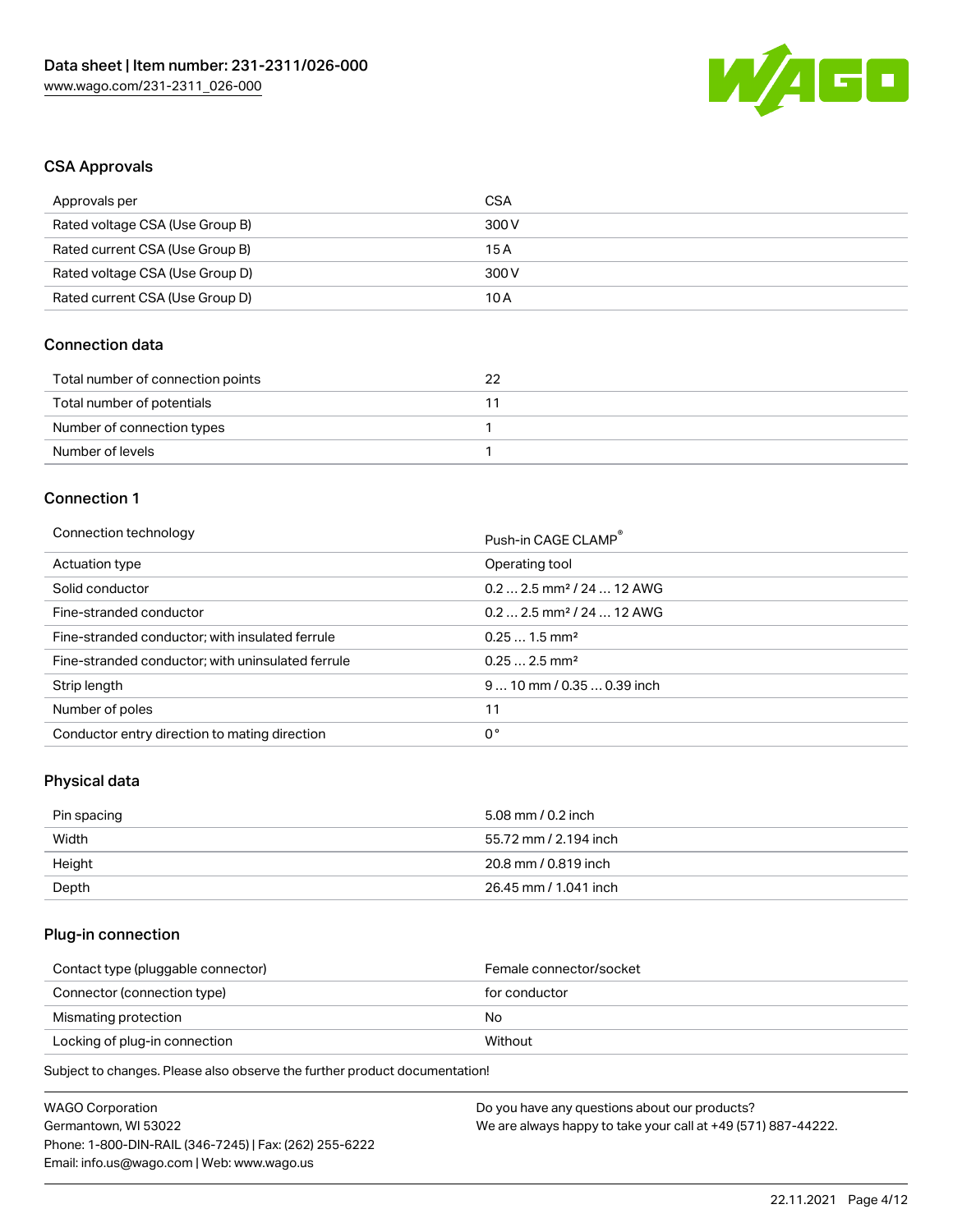## CSA Approvals

| Approvals per | CSA |
| --- | --- |
| Rated voltage CSA (Use Group B) | 300 V |
| Rated current CSA (Use Group B) | 15 A |
| Rated voltage CSA (Use Group D) | 300 V |
| Rated current CSA (Use Group D) | 10 A |

## Connection data

| Total number of connection points | 22 |
| --- | --- |
| Total number of potentials | 11 |
| Number of connection types | 1 |
| Number of levels | 1 |

## Connection 1

| Connection technology | Push-in CAGE CLAMP® |
| --- | --- |
| Actuation type | Operating tool |
| Solid conductor | 0.2 … 2.5 mm² / 24 … 12 AWG |
| Fine-stranded conductor | 0.2 … 2.5 mm² / 24 … 12 AWG |
| Fine-stranded conductor; with insulated ferrule | 0.25 … 1.5 mm² |
| Fine-stranded conductor; with uninsulated ferrule | 0.25 … 2.5 mm² |
| Strip length | 9 … 10 mm / 0.35 … 0.39 inch |
| Number of poles | 11 |
| Conductor entry direction to mating direction | 0° |

## Physical data

| Pin spacing | 5.08 mm / 0.2 inch |
| --- | --- |
| Width | 55.72 mm / 2.194 inch |
| Height | 20.8 mm / 0.819 inch |
| Depth | 26.45 mm / 1.041 inch |

## Plug-in connection

| Contact type (pluggable connector) | Female connector/socket |
| --- | --- |
| Connector (connection type) | for conductor |
| Mismating protection | No |
| Locking of plug-in connection | Without |

Subject to changes. Please also observe the further product documentation!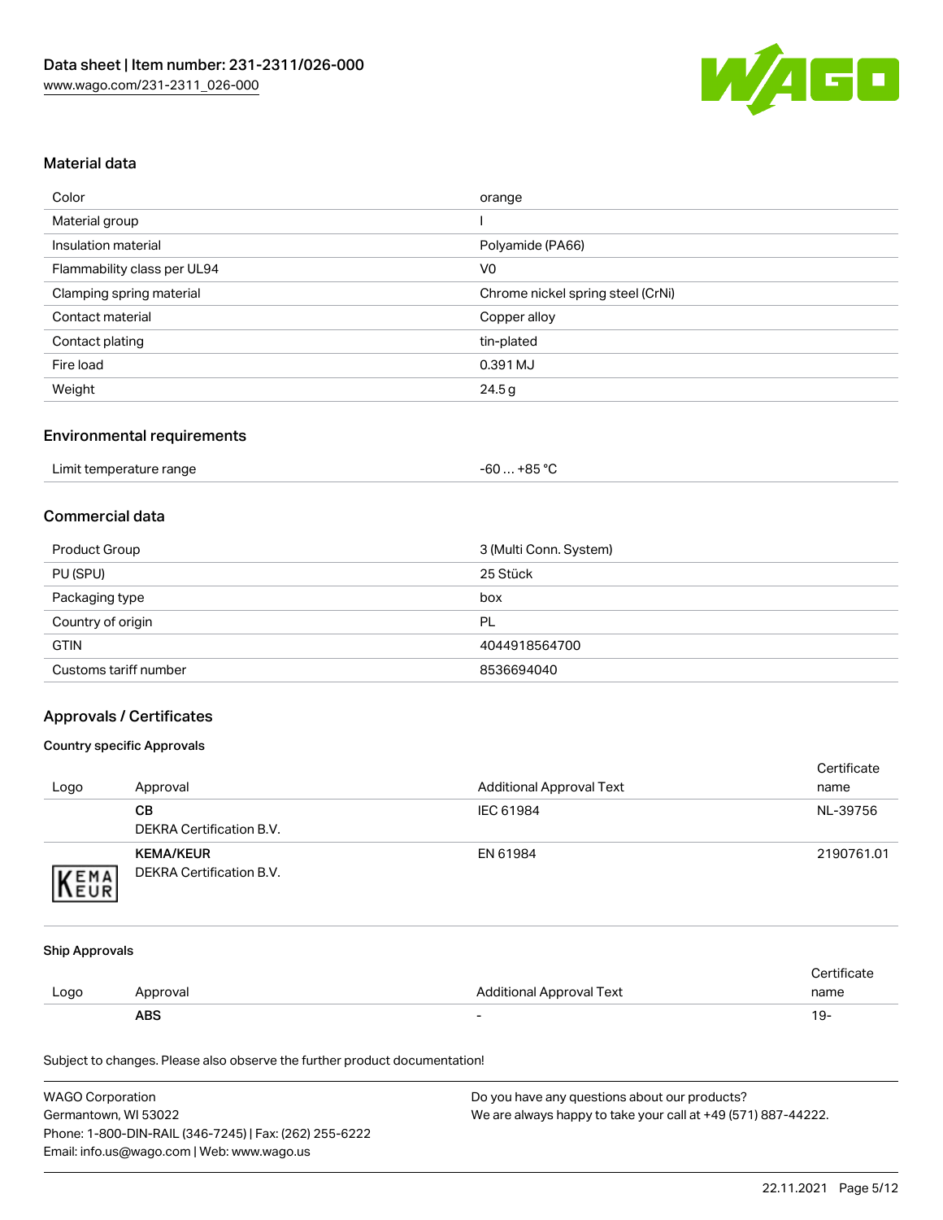## Material data

| Color | orange |
|---|---|
| Material group | I |
| Insulation material | Polyamide (PA66) |
| Flammability class per UL94 | V0 |
| Clamping spring material | Chrome nickel spring steel (CrNi) |
| Contact material | Copper alloy |
| Contact plating | tin-plated |
| Fire load | 0.391 MJ |
| Weight | 24.5 g |

## Environmental requirements

| Limit temperature range | -60 … +85 °C |
|---|---|

## Commercial data

| Product Group | 3 (Multi Conn. System) |
|---|---|
| PU (SPU) | 25 Stück |
| Packaging type | box |
| Country of origin | PL |
| GTIN | 4044918564700 |
| Customs tariff number | 8536694040 |

## Approvals / Certificates

### Country specific Approvals

| Logo | Approval | Additional Approval Text | Certificate name |
|---|---|---|---|
| | **CB** DEKRA Certification B.V. | IEC 61984 | NL-39756 |
| | **KEMA/KEUR** DEKRA Certification B.V. | EN 61984 | 2190761.01 |

### Ship Approvals

| Logo | Approval | Additional Approval Text | Certificate name |
|---|---|---|---|
| | **ABS** | - | 19- |

Subject to changes. Please also observe the further product documentation!

WAGO Corporation
Germantown, WI 53022
Phone: 1-800-DIN-RAIL (346-7245) | Fax: (262) 255-6222
Email: info.us@wago.com | Web: www.wago.us

Do you have any questions about our products?
We are always happy to take your call at +49 (571) 887-44222.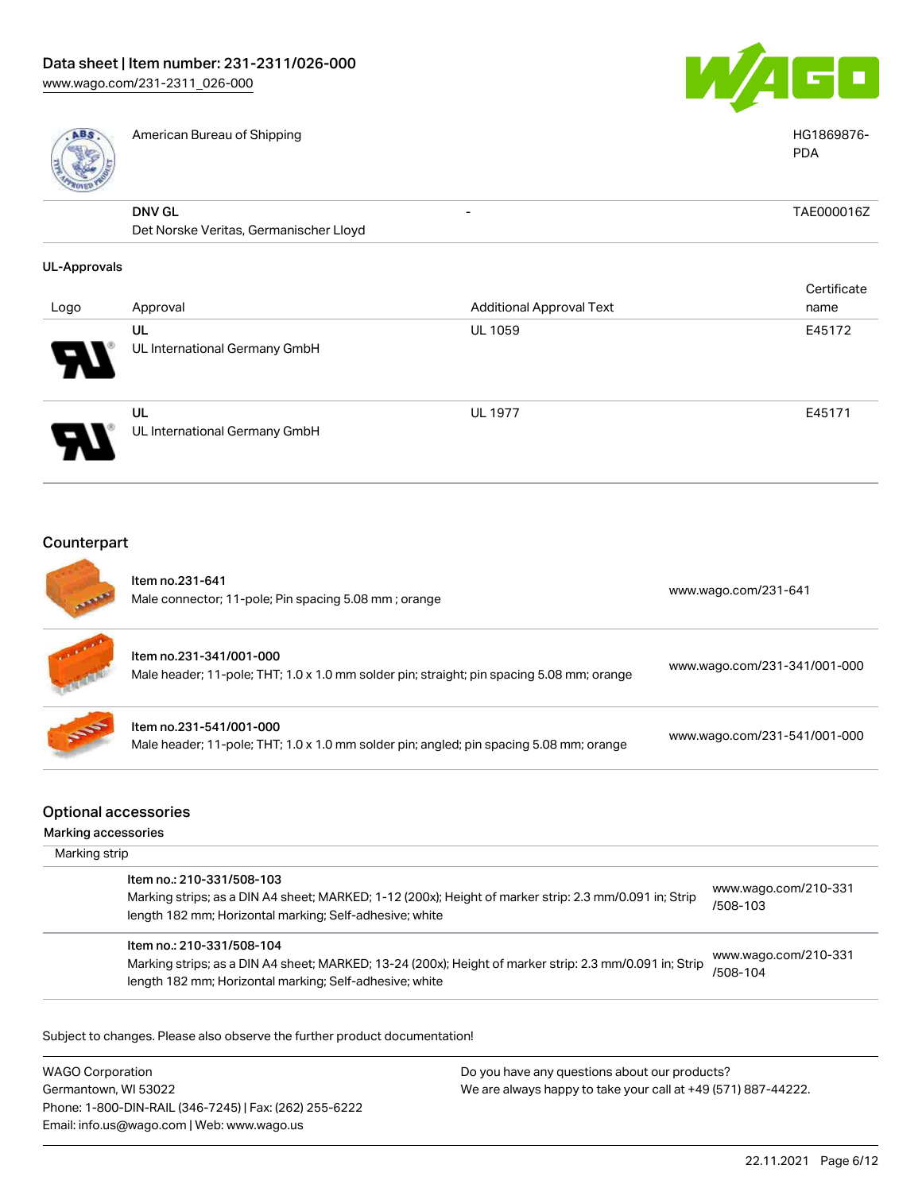| | Approval | Additional Approval Text | Certificate name |
|---|---|---|---|
| | American Bureau of Shipping | | HG1869876-PDA |
| | DNV GL<br>Det Norske Veritas, Germanischer Lloyd | - | TAE000016Z |

**UL-Approvals**

| Logo | Approval | Additional Approval Text | Certificate name |
|---|---|---|---|
| | UL<br>UL International Germany GmbH | UL 1059 | E45172 |
| | UL<br>UL International Germany GmbH | UL 1977 | E45171 |

## Counterpart

| Item | Link |
|---|---|
| Item no.231-641<br>Male connector; 11-pole; Pin spacing 5.08 mm ; orange | www.wago.com/231-641 |
| Item no.231-341/001-000<br>Male header; 11-pole; THT; 1.0 x 1.0 mm solder pin; straight; pin spacing 5.08 mm; orange | www.wago.com/231-341/001-000 |
| Item no.231-541/001-000<br>Male header; 11-pole; THT; 1.0 x 1.0 mm solder pin; angled; pin spacing 5.08 mm; orange | www.wago.com/231-541/001-000 |

## Optional accessories

**Marking accessories**

Marking strip

| Item | Link |
|---|---|
| Item no.: 210-331/508-103<br>Marking strips; as a DIN A4 sheet; MARKED; 1-12 (200x); Height of marker strip: 2.3 mm/0.091 in; Strip length 182 mm; Horizontal marking; Self-adhesive; white | www.wago.com/210-331/508-103 |
| Item no.: 210-331/508-104<br>Marking strips; as a DIN A4 sheet; MARKED; 13-24 (200x); Height of marker strip: 2.3 mm/0.091 in; Strip length 182 mm; Horizontal marking; Self-adhesive; white | www.wago.com/210-331/508-104 |

Subject to changes. Please also observe the further product documentation!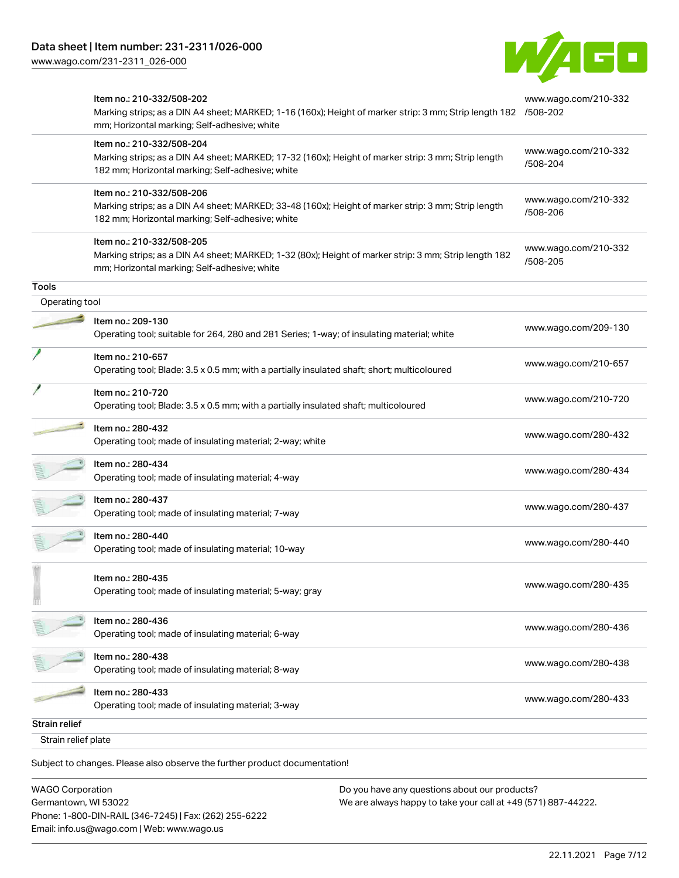| | | |
|---|---|---|
| | Item no.: 210-332/508-202<br>Marking strips; as a DIN A4 sheet; MARKED; 1-16 (160x); Height of marker strip: 3 mm; Strip length 182 mm; Horizontal marking; Self-adhesive; white | www.wago.com/210-332/508-202 |
| | Item no.: 210-332/508-204<br>Marking strips; as a DIN A4 sheet; MARKED; 17-32 (160x); Height of marker strip: 3 mm; Strip length 182 mm; Horizontal marking; Self-adhesive; white | www.wago.com/210-332/508-204 |
| | Item no.: 210-332/508-206<br>Marking strips; as a DIN A4 sheet; MARKED; 33-48 (160x); Height of marker strip: 3 mm; Strip length 182 mm; Horizontal marking; Self-adhesive; white | www.wago.com/210-332/508-206 |
| | Item no.: 210-332/508-205<br>Marking strips; as a DIN A4 sheet; MARKED; 1-32 (80x); Height of marker strip: 3 mm; Strip length 182 mm; Horizontal marking; Self-adhesive; white | www.wago.com/210-332/508-205 |

**Tools**

Operating tool

| | | |
|---|---|---|
| | Item no.: 209-130<br>Operating tool; suitable for 264, 280 and 281 Series; 1-way; of insulating material; white | www.wago.com/209-130 |
| | Item no.: 210-657<br>Operating tool; Blade: 3.5 x 0.5 mm; with a partially insulated shaft; short; multicoloured | www.wago.com/210-657 |
| | Item no.: 210-720<br>Operating tool; Blade: 3.5 x 0.5 mm; with a partially insulated shaft; multicoloured | www.wago.com/210-720 |
| | Item no.: 280-432<br>Operating tool; made of insulating material; 2-way; white | www.wago.com/280-432 |
| | Item no.: 280-434<br>Operating tool; made of insulating material; 4-way | www.wago.com/280-434 |
| | Item no.: 280-437<br>Operating tool; made of insulating material; 7-way | www.wago.com/280-437 |
| | Item no.: 280-440<br>Operating tool; made of insulating material; 10-way | www.wago.com/280-440 |
| | Item no.: 280-435<br>Operating tool; made of insulating material; 5-way; gray | www.wago.com/280-435 |
| | Item no.: 280-436<br>Operating tool; made of insulating material; 6-way | www.wago.com/280-436 |
| | Item no.: 280-438<br>Operating tool; made of insulating material; 8-way | www.wago.com/280-438 |
| | Item no.: 280-433<br>Operating tool; made of insulating material; 3-way | www.wago.com/280-433 |

**Strain relief**

Strain relief plate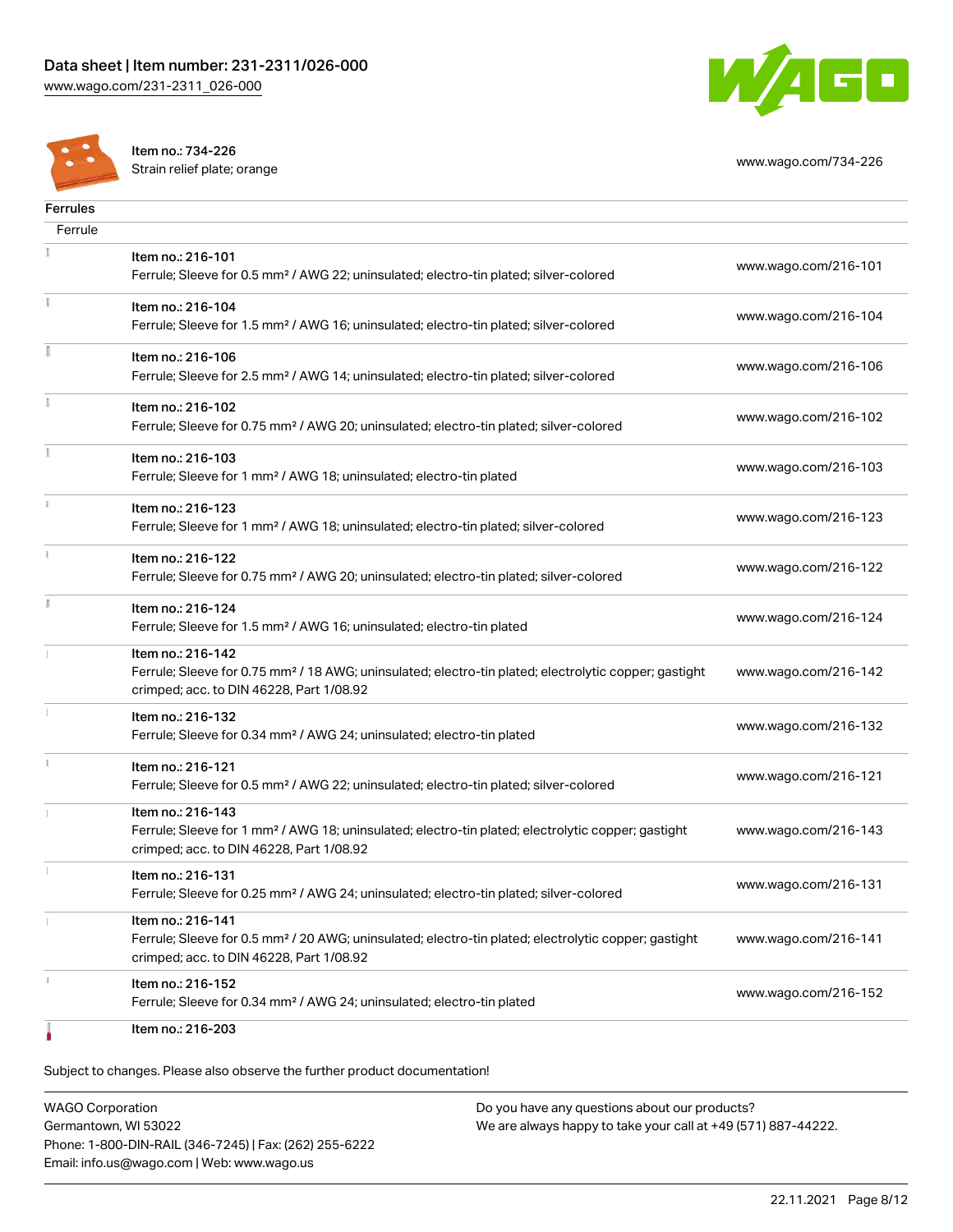| | | |
|---|---|---|
| | Item no.: 734-226<br>Strain relief plate; orange | www.wago.com/734-226 |

**Ferrules**

| Ferrule | | |
|---|---|---|
| | Item no.: 216-101<br>Ferrule; Sleeve for 0.5 mm² / AWG 22; uninsulated; electro-tin plated; silver-colored | www.wago.com/216-101 |
| | Item no.: 216-104<br>Ferrule; Sleeve for 1.5 mm² / AWG 16; uninsulated; electro-tin plated; silver-colored | www.wago.com/216-104 |
| | Item no.: 216-106<br>Ferrule; Sleeve for 2.5 mm² / AWG 14; uninsulated; electro-tin plated; silver-colored | www.wago.com/216-106 |
| | Item no.: 216-102<br>Ferrule; Sleeve for 0.75 mm² / AWG 20; uninsulated; electro-tin plated; silver-colored | www.wago.com/216-102 |
| | Item no.: 216-103<br>Ferrule; Sleeve for 1 mm² / AWG 18; uninsulated; electro-tin plated | www.wago.com/216-103 |
| | Item no.: 216-123<br>Ferrule; Sleeve for 1 mm² / AWG 18; uninsulated; electro-tin plated; silver-colored | www.wago.com/216-123 |
| | Item no.: 216-122<br>Ferrule; Sleeve for 0.75 mm² / AWG 20; uninsulated; electro-tin plated; silver-colored | www.wago.com/216-122 |
| | Item no.: 216-124<br>Ferrule; Sleeve for 1.5 mm² / AWG 16; uninsulated; electro-tin plated | www.wago.com/216-124 |
| | Item no.: 216-142<br>Ferrule; Sleeve for 0.75 mm² / 18 AWG; uninsulated; electro-tin plated; electrolytic copper; gastight crimped; acc. to DIN 46228, Part 1/08.92 | www.wago.com/216-142 |
| | Item no.: 216-132<br>Ferrule; Sleeve for 0.34 mm² / AWG 24; uninsulated; electro-tin plated | www.wago.com/216-132 |
| | Item no.: 216-121<br>Ferrule; Sleeve for 0.5 mm² / AWG 22; uninsulated; electro-tin plated; silver-colored | www.wago.com/216-121 |
| | Item no.: 216-143<br>Ferrule; Sleeve for 1 mm² / AWG 18; uninsulated; electro-tin plated; electrolytic copper; gastight crimped; acc. to DIN 46228, Part 1/08.92 | www.wago.com/216-143 |
| | Item no.: 216-131<br>Ferrule; Sleeve for 0.25 mm² / AWG 24; uninsulated; electro-tin plated; silver-colored | www.wago.com/216-131 |
| | Item no.: 216-141<br>Ferrule; Sleeve for 0.5 mm² / 20 AWG; uninsulated; electro-tin plated; electrolytic copper; gastight crimped; acc. to DIN 46228, Part 1/08.92 | www.wago.com/216-141 |
| | Item no.: 216-152<br>Ferrule; Sleeve for 0.34 mm² / AWG 24; uninsulated; electro-tin plated | www.wago.com/216-152 |
| | Item no.: 216-203 | |

Subject to changes. Please also observe the further product documentation!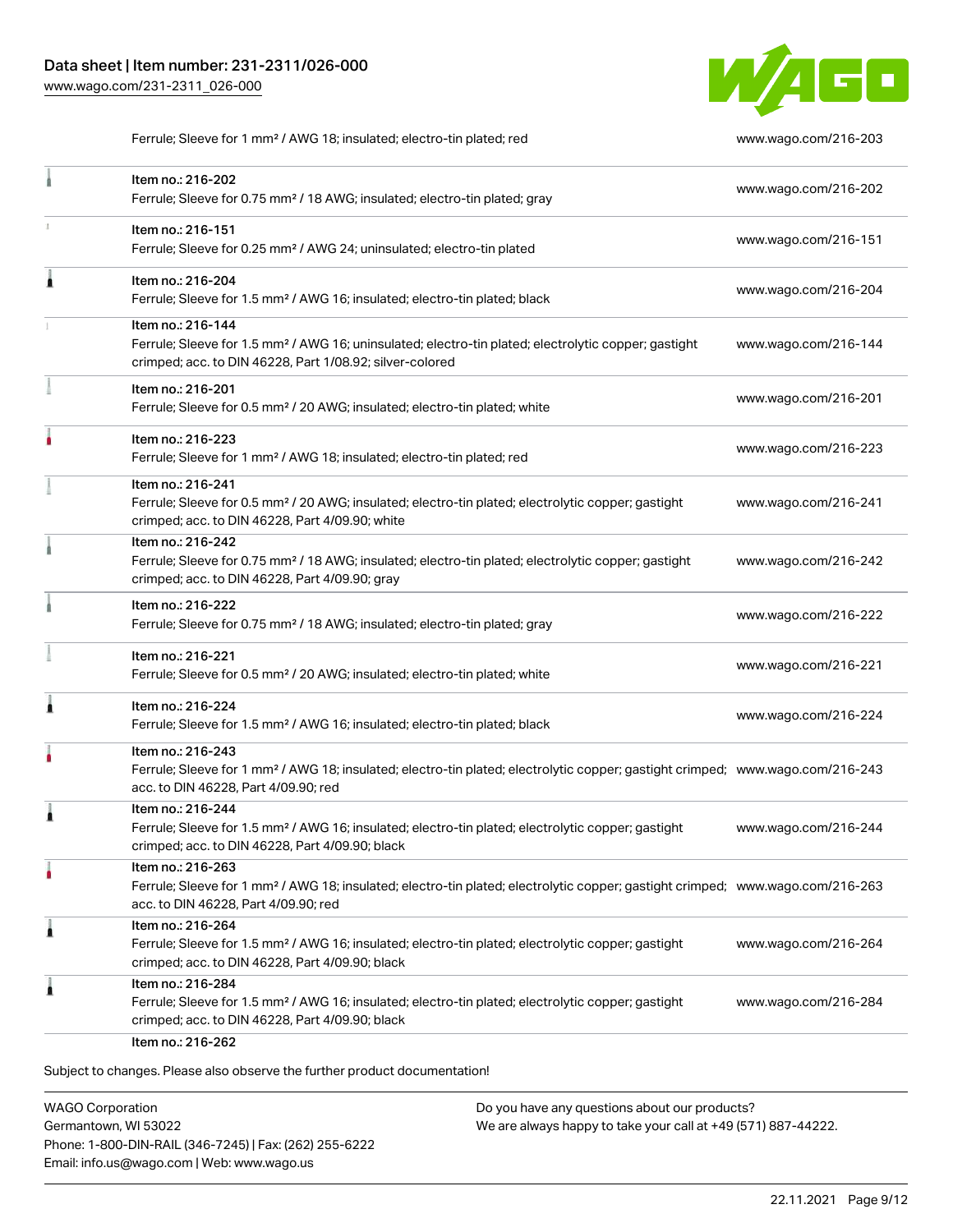| | |
|---|---|
| Ferrule; Sleeve for 1 mm² / AWG 18; insulated; electro-tin plated; red | www.wago.com/216-203 |
| Item no.: 216-202<br>Ferrule; Sleeve for 0.75 mm² / 18 AWG; insulated; electro-tin plated; gray | www.wago.com/216-202 |
| Item no.: 216-151<br>Ferrule; Sleeve for 0.25 mm² / AWG 24; uninsulated; electro-tin plated | www.wago.com/216-151 |
| Item no.: 216-204<br>Ferrule; Sleeve for 1.5 mm² / AWG 16; insulated; electro-tin plated; black | www.wago.com/216-204 |
| Item no.: 216-144<br>Ferrule; Sleeve for 1.5 mm² / AWG 16; uninsulated; electro-tin plated; electrolytic copper; gastight crimped; acc. to DIN 46228, Part 1/08.92; silver-colored | www.wago.com/216-144 |
| Item no.: 216-201<br>Ferrule; Sleeve for 0.5 mm² / 20 AWG; insulated; electro-tin plated; white | www.wago.com/216-201 |
| Item no.: 216-223<br>Ferrule; Sleeve for 1 mm² / AWG 18; insulated; electro-tin plated; red | www.wago.com/216-223 |
| Item no.: 216-241<br>Ferrule; Sleeve for 0.5 mm² / 20 AWG; insulated; electro-tin plated; electrolytic copper; gastight crimped; acc. to DIN 46228, Part 4/09.90; white | www.wago.com/216-241 |
| Item no.: 216-242<br>Ferrule; Sleeve for 0.75 mm² / 18 AWG; insulated; electro-tin plated; electrolytic copper; gastight crimped; acc. to DIN 46228, Part 4/09.90; gray | www.wago.com/216-242 |
| Item no.: 216-222<br>Ferrule; Sleeve for 0.75 mm² / 18 AWG; insulated; electro-tin plated; gray | www.wago.com/216-222 |
| Item no.: 216-221<br>Ferrule; Sleeve for 0.5 mm² / 20 AWG; insulated; electro-tin plated; white | www.wago.com/216-221 |
| Item no.: 216-224<br>Ferrule; Sleeve for 1.5 mm² / AWG 16; insulated; electro-tin plated; black | www.wago.com/216-224 |
| Item no.: 216-243<br>Ferrule; Sleeve for 1 mm² / AWG 18; insulated; electro-tin plated; electrolytic copper; gastight crimped; acc. to DIN 46228, Part 4/09.90; red | www.wago.com/216-243 |
| Item no.: 216-244<br>Ferrule; Sleeve for 1.5 mm² / AWG 16; insulated; electro-tin plated; electrolytic copper; gastight crimped; acc. to DIN 46228, Part 4/09.90; black | www.wago.com/216-244 |
| Item no.: 216-263<br>Ferrule; Sleeve for 1 mm² / AWG 18; insulated; electro-tin plated; electrolytic copper; gastight crimped; acc. to DIN 46228, Part 4/09.90; red | www.wago.com/216-263 |
| Item no.: 216-264<br>Ferrule; Sleeve for 1.5 mm² / AWG 16; insulated; electro-tin plated; electrolytic copper; gastight crimped; acc. to DIN 46228, Part 4/09.90; black | www.wago.com/216-264 |
| Item no.: 216-284<br>Ferrule; Sleeve for 1.5 mm² / AWG 16; insulated; electro-tin plated; electrolytic copper; gastight crimped; acc. to DIN 46228, Part 4/09.90; black | www.wago.com/216-284 |
| Item no.: 216-262 | |

Subject to changes. Please also observe the further product documentation!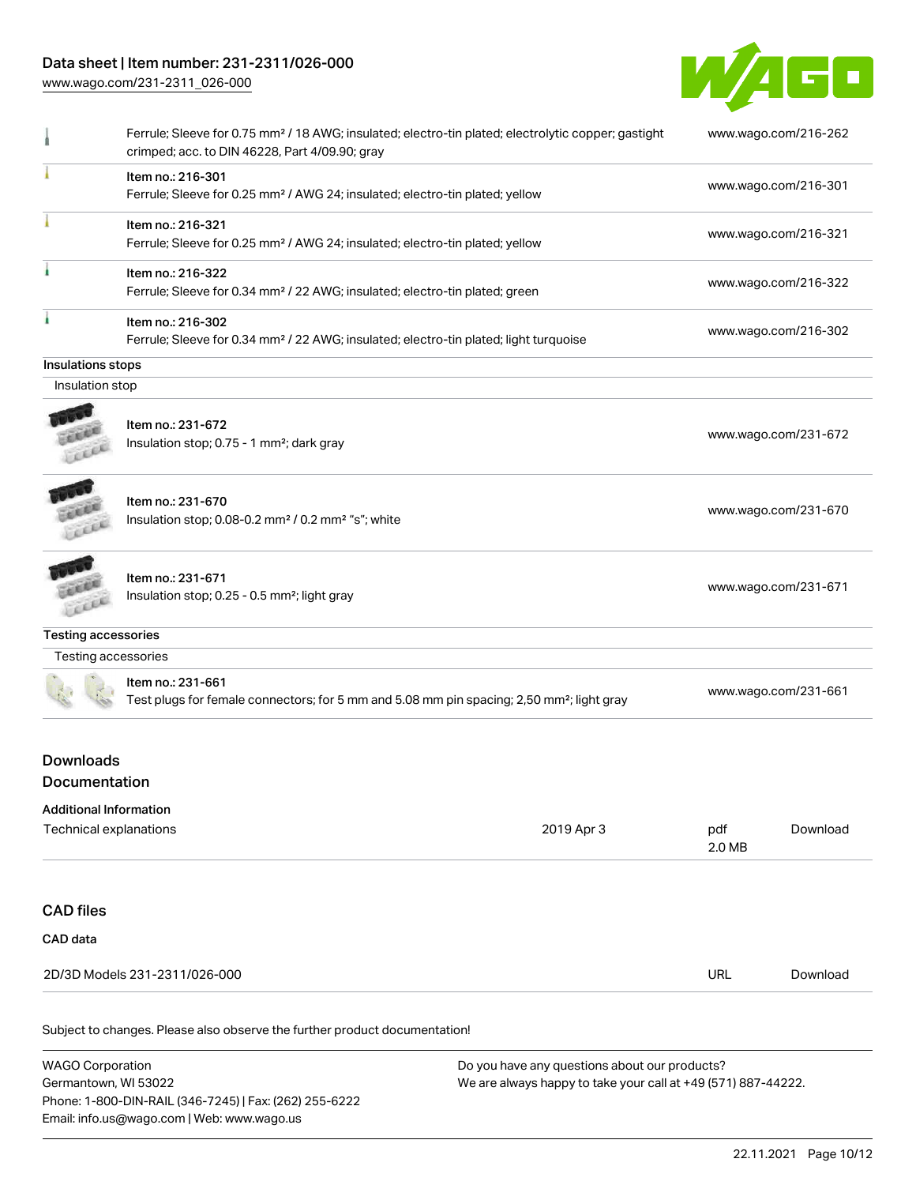| | | |
|---|---|---|
| | Ferrule; Sleeve for 0.75 mm² / 18 AWG; insulated; electro-tin plated; electrolytic copper; gastight crimped; acc. to DIN 46228, Part 4/09.90; gray | www.wago.com/216-262 |
| | Item no.: 216-301<br>Ferrule; Sleeve for 0.25 mm² / AWG 24; insulated; electro-tin plated; yellow | www.wago.com/216-301 |
| | Item no.: 216-321<br>Ferrule; Sleeve for 0.25 mm² / AWG 24; insulated; electro-tin plated; yellow | www.wago.com/216-321 |
| | Item no.: 216-322<br>Ferrule; Sleeve for 0.34 mm² / 22 AWG; insulated; electro-tin plated; green | www.wago.com/216-322 |
| | Item no.: 216-302<br>Ferrule; Sleeve for 0.34 mm² / 22 AWG; insulated; electro-tin plated; light turquoise | www.wago.com/216-302 |

**Insulations stops**

Insulation stop

| | | |
|---|---|---|
| | Item no.: 231-672<br>Insulation stop; 0.75 - 1 mm²; dark gray | www.wago.com/231-672 |
| | Item no.: 231-670<br>Insulation stop; 0.08-0.2 mm² / 0.2 mm² "s"; white | www.wago.com/231-670 |
| | Item no.: 231-671<br>Insulation stop; 0.25 - 0.5 mm²; light gray | www.wago.com/231-671 |

**Testing accessories**

Testing accessories

| | | |
|---|---|---|
| | Item no.: 231-661<br>Test plugs for female connectors; for 5 mm and 5.08 mm pin spacing; 2,50 mm²; light gray | www.wago.com/231-661 |

## Downloads
## Documentation

**Additional Information**

| | | | |
|---|---|---|---|
| Technical explanations | 2019 Apr 3 | pdf<br>2.0 MB | Download |

## CAD files

**CAD data**

| | | |
|---|---|---|
| 2D/3D Models 231-2311/026-000 | URL | Download |

Subject to changes. Please also observe the further product documentation!

WAGO Corporation
Germantown, WI 53022
Phone: 1-800-DIN-RAIL (346-7245) | Fax: (262) 255-6222
Email: info.us@wago.com | Web: www.wago.us

Do you have any questions about our products?
We are always happy to take your call at +49 (571) 887-44222.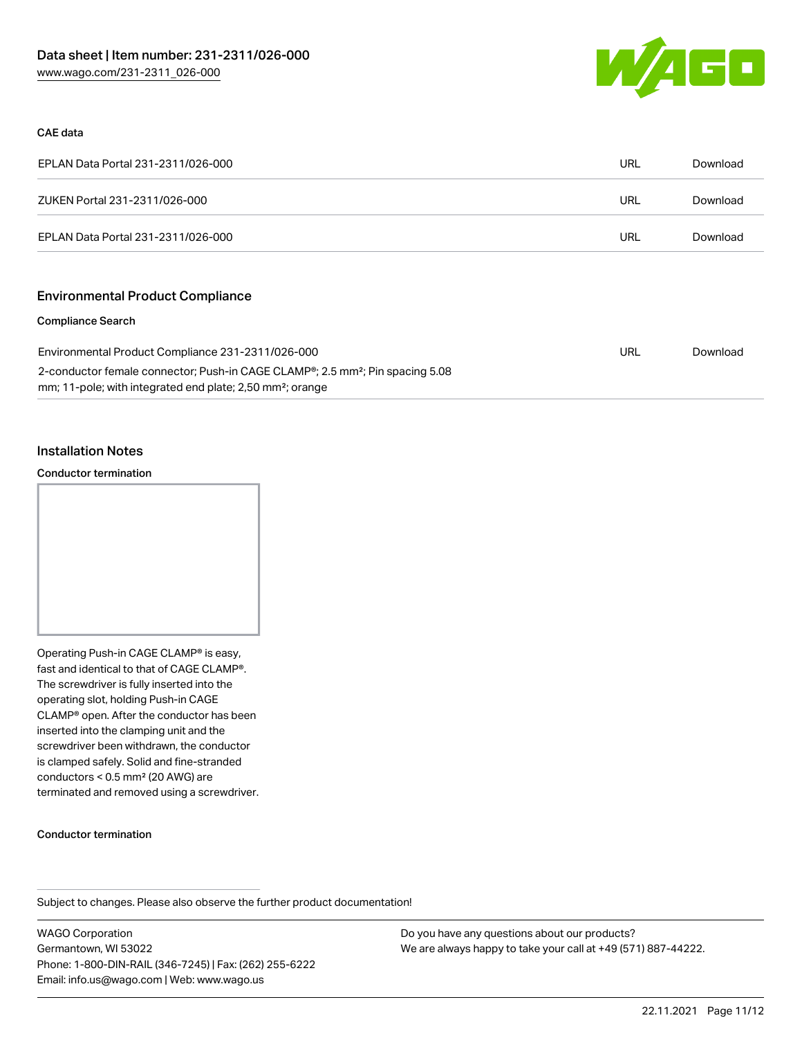### CAE data

| | | |
|---|---|---|
| EPLAN Data Portal 231-2311/026-000 | URL | Download |
| ZUKEN Portal 231-2311/026-000 | URL | Download |
| EPLAN Data Portal 231-2311/026-000 | URL | Download |

## Environmental Product Compliance

### Compliance Search

| | | |
|---|---|---|
| Environmental Product Compliance 231-2311/026-000<br>2-conductor female connector; Push-in CAGE CLAMP®; 2.5 mm²; Pin spacing 5.08 mm; 11-pole; with integrated end plate; 2,50 mm²; orange | URL | Download |

## Installation Notes

### Conductor termination

Operating Push-in CAGE CLAMP® is easy, fast and identical to that of CAGE CLAMP®. The screwdriver is fully inserted into the operating slot, holding Push-in CAGE CLAMP® open. After the conductor has been inserted into the clamping unit and the screwdriver been withdrawn, the conductor is clamped safely. Solid and fine-stranded conductors < 0.5 mm² (20 AWG) are terminated and removed using a screwdriver.

### Conductor termination

Subject to changes. Please also observe the further product documentation!

WAGO Corporation
Germantown, WI 53022
Phone: 1-800-DIN-RAIL (346-7245) | Fax: (262) 255-6222
Email: info.us@wago.com | Web: www.wago.us

Do you have any questions about our products?
We are always happy to take your call at +49 (571) 887-44222.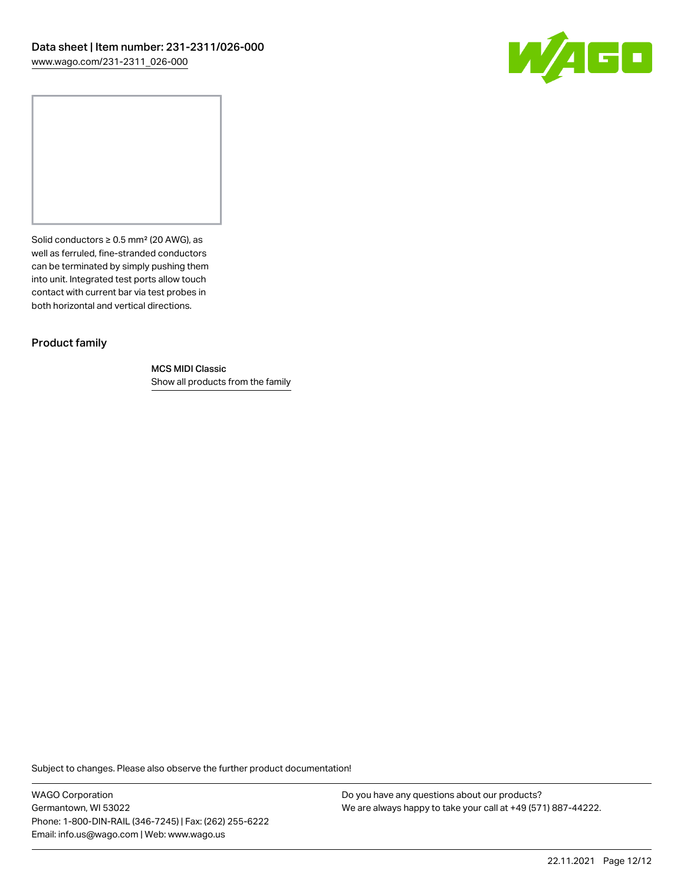Solid conductors ≥ 0.5 mm² (20 AWG), as well as ferruled, fine-stranded conductors can be terminated by simply pushing them into unit. Integrated test ports allow touch contact with current bar via test probes in both horizontal and vertical directions.

## Product family

MCS MIDI Classic
Show all products from the family

Subject to changes. Please also observe the further product documentation!

WAGO Corporation
Germantown, WI 53022
Phone: 1-800-DIN-RAIL (346-7245) | Fax: (262) 255-6222
Email: info.us@wago.com | Web: www.wago.us

Do you have any questions about our products?
We are always happy to take your call at +49 (571) 887-44222.